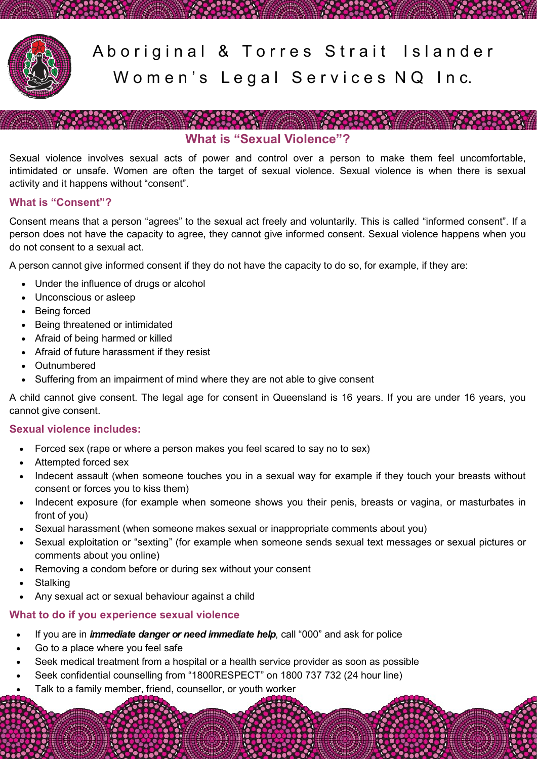# Aboriginal & Torres Strait Islander Women's Legal Services NQ Inc.

## What is "Sexual Violence"?

Sexual violence involves sexual acts of power and control over a person to make them feel uncomfortable, intimidated or unsafe. Women are often the target of sexual violence. Sexual violence is when there is sexual activity and it happens without "consent".

### What is "Consent"?

Consent means that a person "agrees" to the sexual act freely and voluntarily. This is called "informed consent". If a person does not have the capacity to agree, they cannot give informed consent. Sexual violence happens when you do not consent to a sexual act.

A person cannot give informed consent if they do not have the capacity to do so, for example, if they are:

- Under the influence of drugs or alcohol
- Unconscious or asleep
- Being forced
- Being threatened or intimidated
- Afraid of being harmed or killed
- Afraid of future harassment if they resist
- Outnumbered
- Suffering from an impairment of mind where they are not able to give consent

A child cannot give consent. The legal age for consent in Queensland is 16 years. If you are under 16 years, you cannot give consent.

### Sexual violence includes:

- Forced sex (rape or where a person makes you feel scared to say no to sex)
- Attempted forced sex
- Indecent assault (when someone touches you in a sexual way for example if they touch your breasts without consent or forces you to kiss them)
- Indecent exposure (for example when someone shows you their penis, breasts or vagina, or masturbates in front of you)
- Sexual harassment (when someone makes sexual or inappropriate comments about you)
- Sexual exploitation or "sexting" (for example when someone sends sexual text messages or sexual pictures or comments about you online)
- Removing a condom before or during sex without your consent
- Stalking
- Any sexual act or sexual behaviour against a child

### What to do if you experience sexual violence

- If you are in ***immediate danger or need immediate help***, call "000" and ask for police
- Go to a place where you feel safe
- Seek medical treatment from a hospital or a health service provider as soon as possible
- Seek confidential counselling from "1800RESPECT" on 1800 737 732 (24 hour line)
- Talk to a family member, friend, counsellor, or youth worker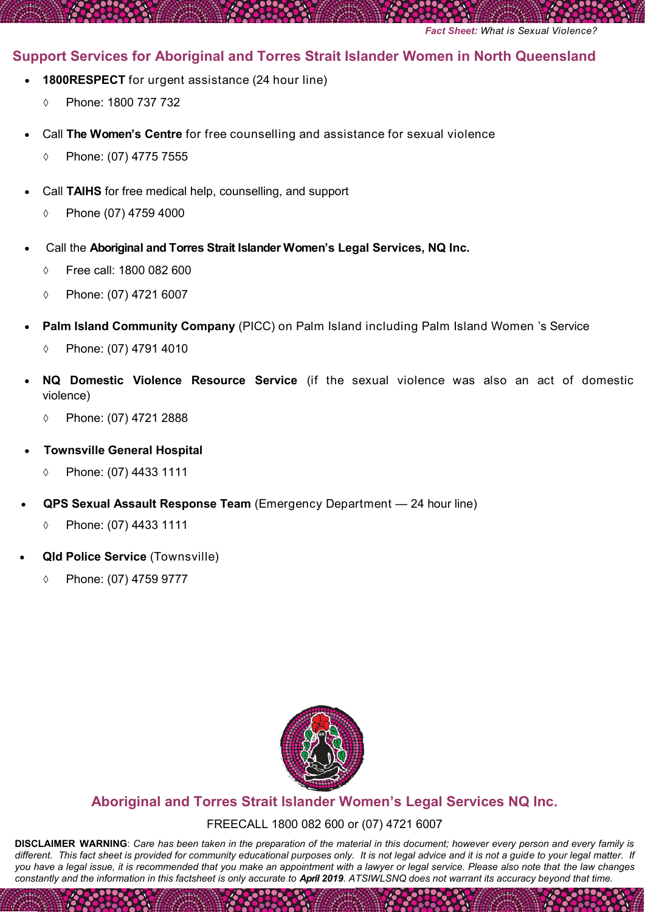## Support Services for Aboriginal and Torres Strait Islander Women in North Queensland

- **1800RESPECT** for urgent assistance (24 hour line)
  - Phone: 1800 737 732
- Call **The Women's Centre** for free counselling and assistance for sexual violence
  - Phone: (07) 4775 7555
- Call **TAIHS** for free medical help, counselling, and support
  - Phone (07) 4759 4000
- Call the **Aboriginal and Torres Strait Islander Women's Legal Services, NQ Inc.**
  - Free call: 1800 082 600
  - Phone: (07) 4721 6007
- **Palm Island Community Company** (PICC) on Palm Island including Palm Island Women 's Service
  - Phone: (07) 4791 4010
- **NQ Domestic Violence Resource Service** (if the sexual violence was also an act of domestic violence)
  - Phone: (07) 4721 2888
- **Townsville General Hospital**
  - Phone: (07) 4433 1111
- **QPS Sexual Assault Response Team** (Emergency Department — 24 hour line)
  - Phone: (07) 4433 1111
- **Qld Police Service** (Townsville)
  - Phone: (07) 4759 9777

### Aboriginal and Torres Strait Islander Women's Legal Services NQ Inc.

FREECALL 1800 082 600 or (07) 4721 6007

**DISCLAIMER WARNING**: *Care has been taken in the preparation of the material in this document; however every person and every family is different. This fact sheet is provided for community educational purposes only. It is not legal advice and it is not a guide to your legal matter. If you have a legal issue, it is recommended that you make an appointment with a lawyer or legal service. Please also note that the law changes constantly and the information in this factsheet is only accurate to* ***April 2019****. ATSIWLSNQ does not warrant its accuracy beyond that time.*